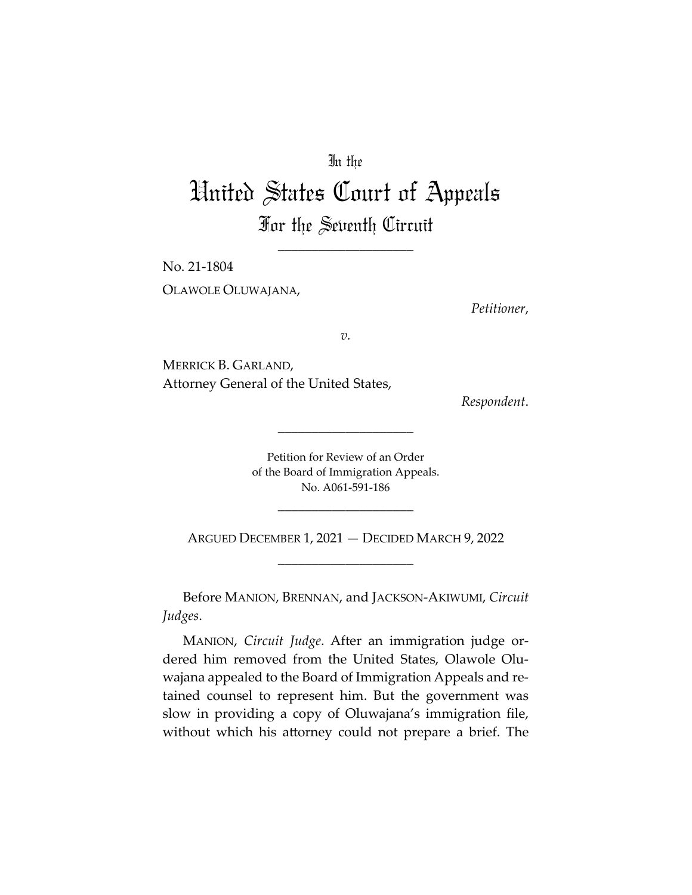In the

# United States Court of Appeals

## For the Seventh Circuit

\_\_\_\_\_\_\_\_\_\_\_\_\_\_\_\_\_\_\_\_

No. 21-1804

OLAWOLE OLUWAJANA,

*Petitioner*,

*v.*

MERRICK B. GARLAND,
Attorney General of the United States,

*Respondent*.

\_\_\_\_\_\_\_\_\_\_\_\_\_\_\_\_\_\_\_\_

Petition for Review of an Order
of the Board of Immigration Appeals.
No. A061-591-186

\_\_\_\_\_\_\_\_\_\_\_\_\_\_\_\_\_\_\_\_

ARGUED DECEMBER 1, 2021 — DECIDED MARCH 9, 2022

\_\_\_\_\_\_\_\_\_\_\_\_\_\_\_\_\_\_\_\_

Before MANION, BRENNAN, and JACKSON-AKIWUMI, *Circuit Judges*.

MANION, *Circuit Judge*. After an immigration judge ordered him removed from the United States, Olawole Oluwajana appealed to the Board of Immigration Appeals and retained counsel to represent him. But the government was slow in providing a copy of Oluwajana's immigration file, without which his attorney could not prepare a brief. The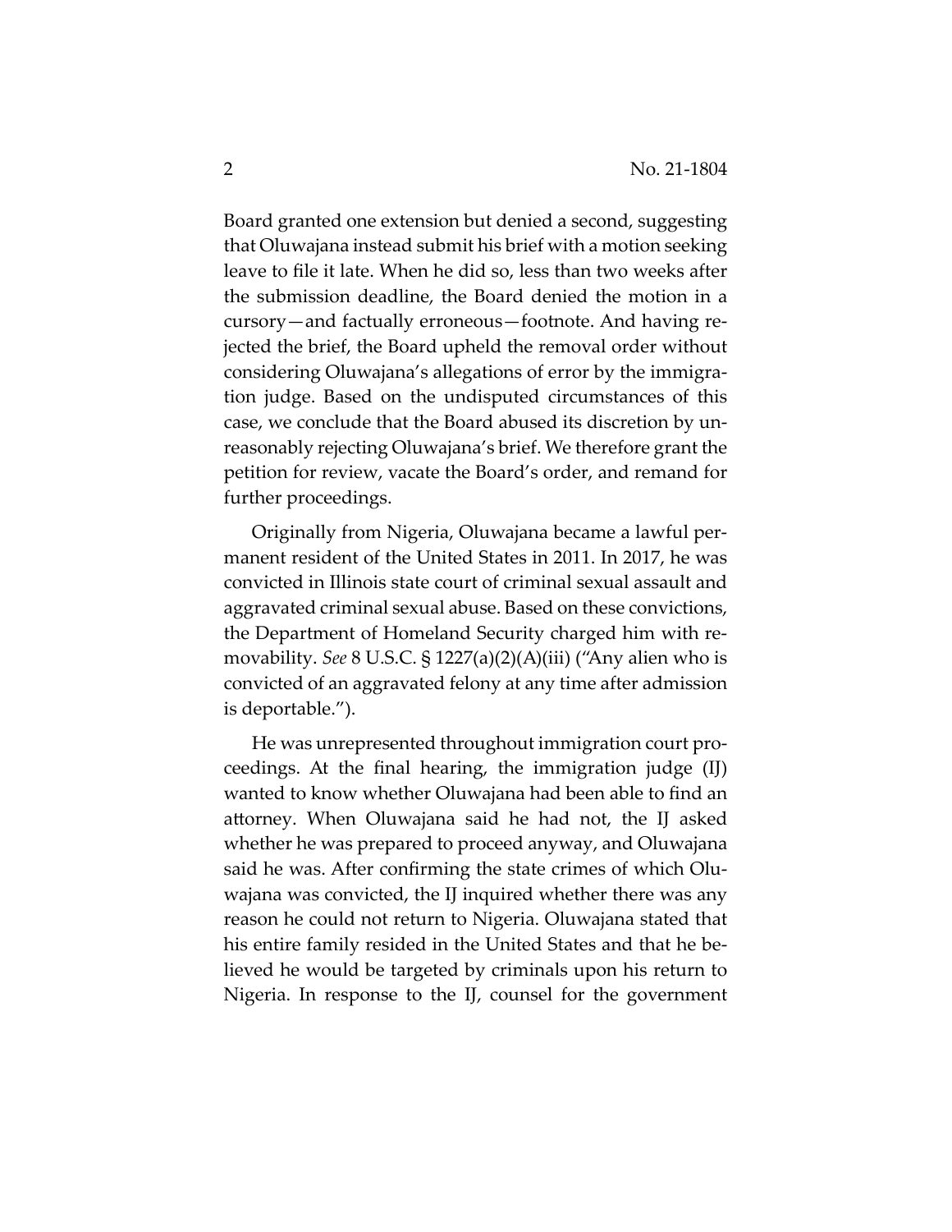Board granted one extension but denied a second, suggesting that Oluwajana instead submit his brief with a motion seeking leave to file it late. When he did so, less than two weeks after the submission deadline, the Board denied the motion in a cursory—and factually erroneous—footnote. And having rejected the brief, the Board upheld the removal order without considering Oluwajana's allegations of error by the immigration judge. Based on the undisputed circumstances of this case, we conclude that the Board abused its discretion by unreasonably rejecting Oluwajana's brief. We therefore grant the petition for review, vacate the Board's order, and remand for further proceedings.

Originally from Nigeria, Oluwajana became a lawful permanent resident of the United States in 2011. In 2017, he was convicted in Illinois state court of criminal sexual assault and aggravated criminal sexual abuse. Based on these convictions, the Department of Homeland Security charged him with removability. *See* 8 U.S.C. § 1227(a)(2)(A)(iii) ("Any alien who is convicted of an aggravated felony at any time after admission is deportable.").

He was unrepresented throughout immigration court proceedings. At the final hearing, the immigration judge (IJ) wanted to know whether Oluwajana had been able to find an attorney. When Oluwajana said he had not, the IJ asked whether he was prepared to proceed anyway, and Oluwajana said he was. After confirming the state crimes of which Oluwajana was convicted, the IJ inquired whether there was any reason he could not return to Nigeria. Oluwajana stated that his entire family resided in the United States and that he believed he would be targeted by criminals upon his return to Nigeria. In response to the IJ, counsel for the government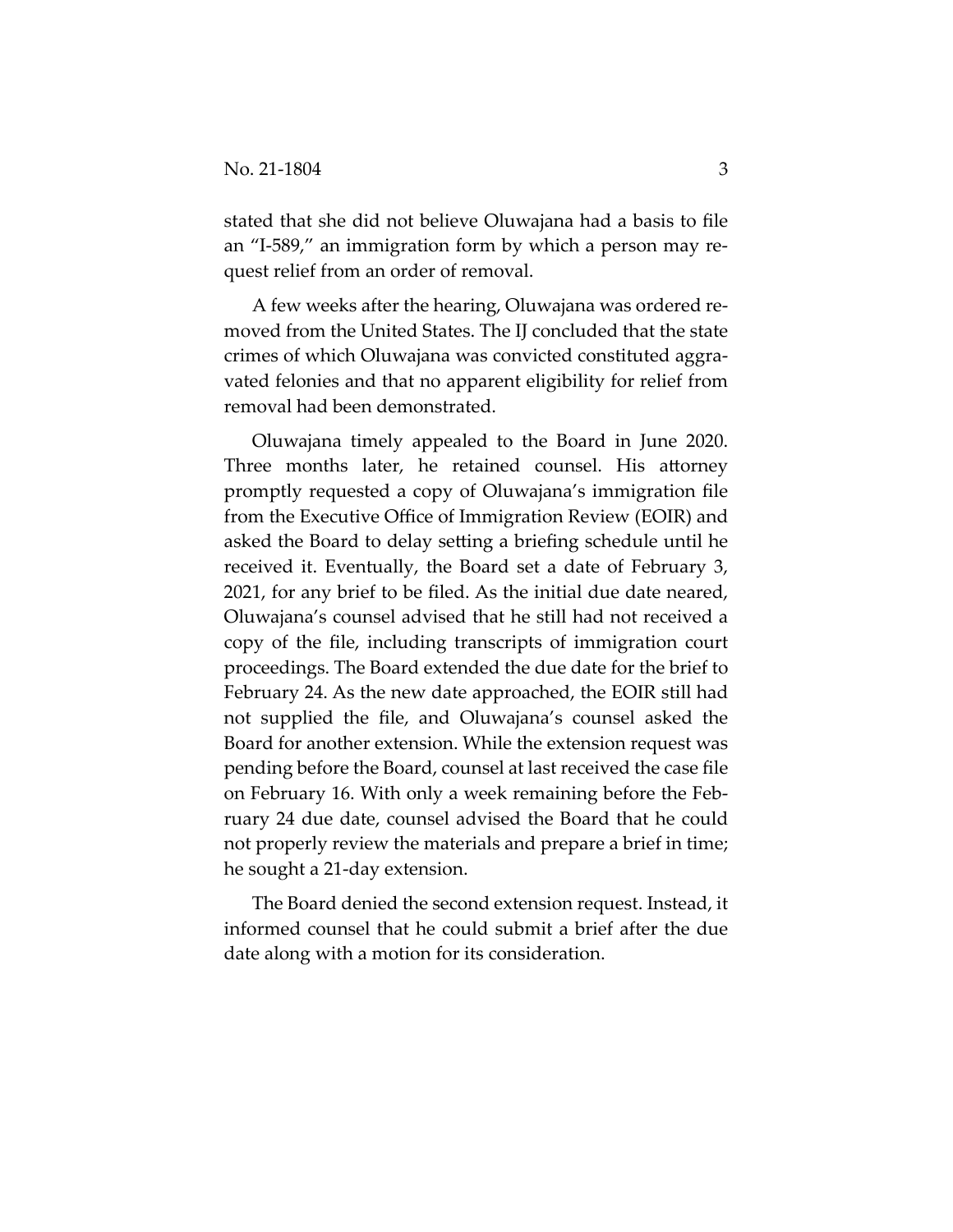stated that she did not believe Oluwajana had a basis to file an "I-589," an immigration form by which a person may request relief from an order of removal.

A few weeks after the hearing, Oluwajana was ordered removed from the United States. The IJ concluded that the state crimes of which Oluwajana was convicted constituted aggravated felonies and that no apparent eligibility for relief from removal had been demonstrated.

Oluwajana timely appealed to the Board in June 2020. Three months later, he retained counsel. His attorney promptly requested a copy of Oluwajana's immigration file from the Executive Office of Immigration Review (EOIR) and asked the Board to delay setting a briefing schedule until he received it. Eventually, the Board set a date of February 3, 2021, for any brief to be filed. As the initial due date neared, Oluwajana's counsel advised that he still had not received a copy of the file, including transcripts of immigration court proceedings. The Board extended the due date for the brief to February 24. As the new date approached, the EOIR still had not supplied the file, and Oluwajana's counsel asked the Board for another extension. While the extension request was pending before the Board, counsel at last received the case file on February 16. With only a week remaining before the February 24 due date, counsel advised the Board that he could not properly review the materials and prepare a brief in time; he sought a 21-day extension.

The Board denied the second extension request. Instead, it informed counsel that he could submit a brief after the due date along with a motion for its consideration.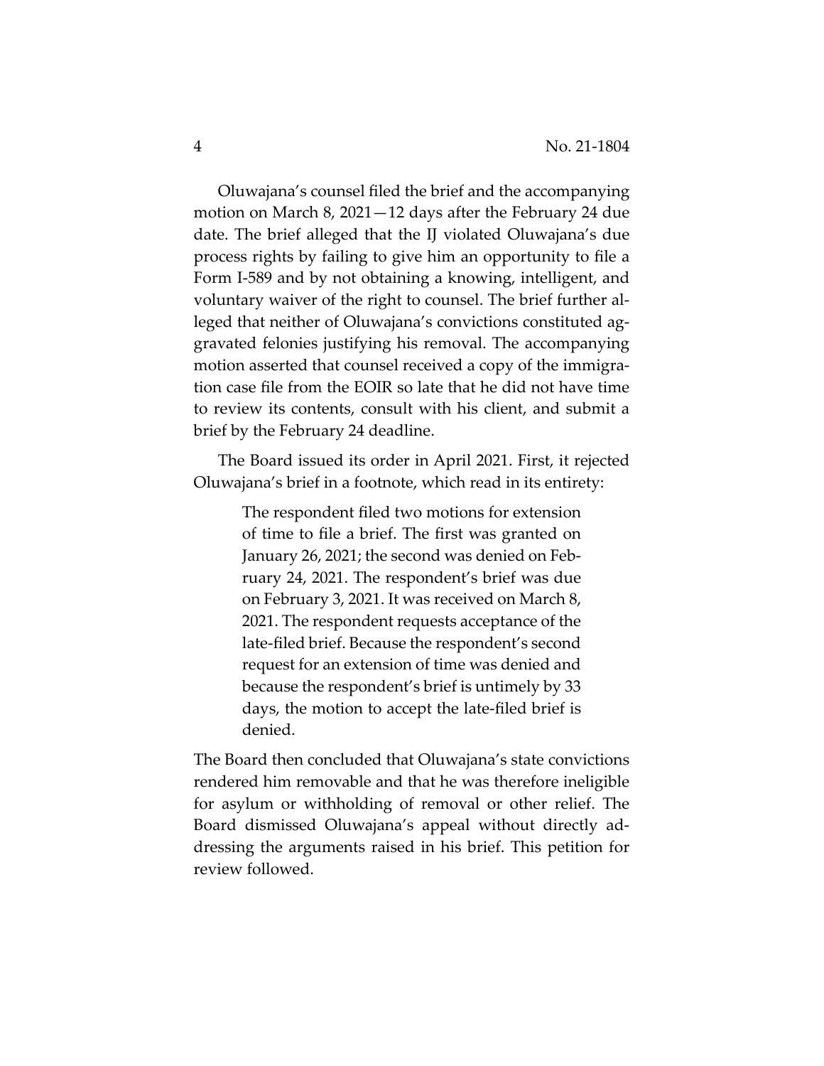Oluwajana's counsel filed the brief and the accompanying motion on March 8, 2021—12 days after the February 24 due date. The brief alleged that the IJ violated Oluwajana's due process rights by failing to give him an opportunity to file a Form I-589 and by not obtaining a knowing, intelligent, and voluntary waiver of the right to counsel. The brief further alleged that neither of Oluwajana's convictions constituted aggravated felonies justifying his removal. The accompanying motion asserted that counsel received a copy of the immigration case file from the EOIR so late that he did not have time to review its contents, consult with his client, and submit a brief by the February 24 deadline.

The Board issued its order in April 2021. First, it rejected Oluwajana's brief in a footnote, which read in its entirety:

> The respondent filed two motions for extension of time to file a brief. The first was granted on January 26, 2021; the second was denied on February 24, 2021. The respondent's brief was due on February 3, 2021. It was received on March 8, 2021. The respondent requests acceptance of the late-filed brief. Because the respondent's second request for an extension of time was denied and because the respondent's brief is untimely by 33 days, the motion to accept the late-filed brief is denied.

The Board then concluded that Oluwajana's state convictions rendered him removable and that he was therefore ineligible for asylum or withholding of removal or other relief. The Board dismissed Oluwajana's appeal without directly addressing the arguments raised in his brief. This petition for review followed.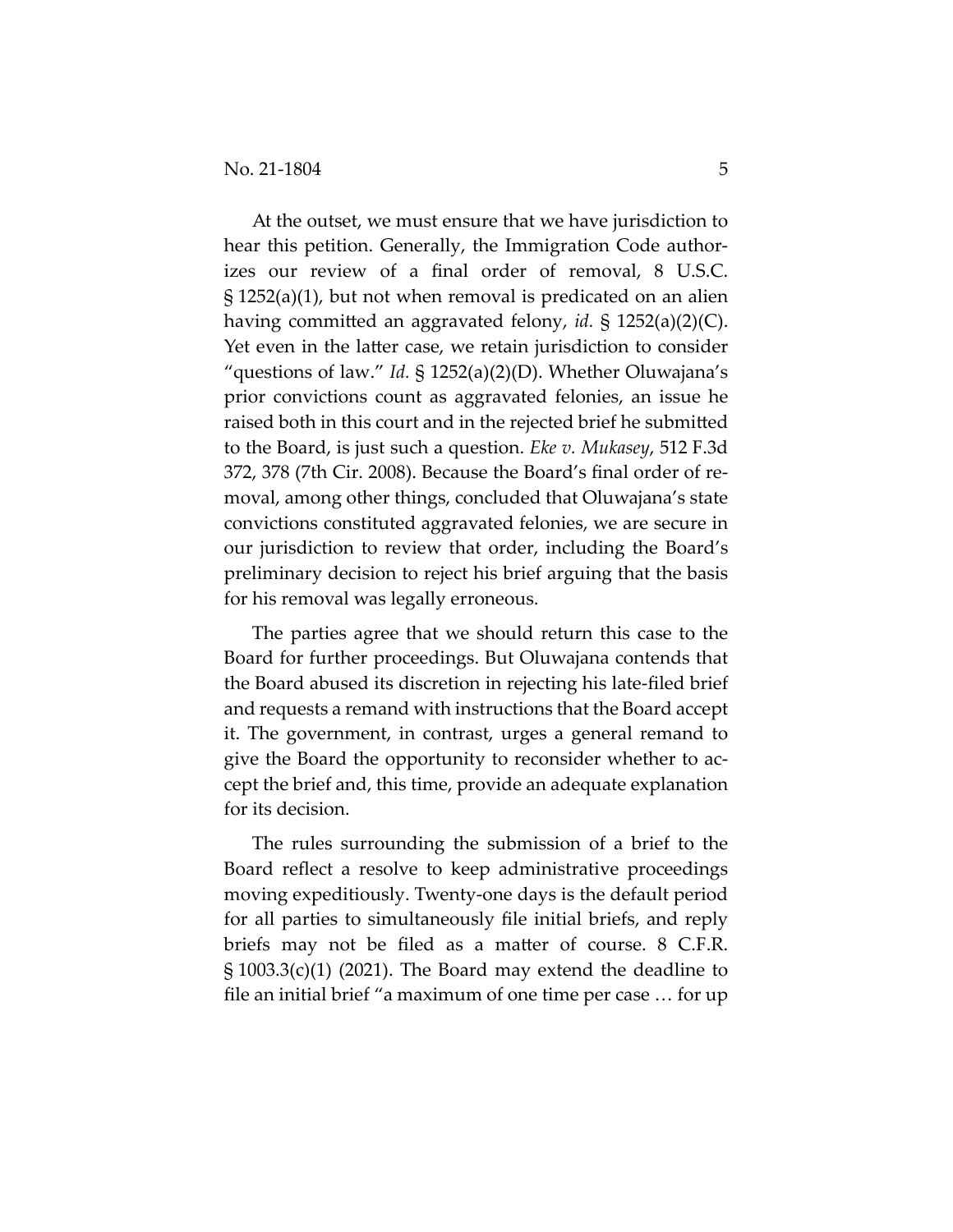At the outset, we must ensure that we have jurisdiction to hear this petition. Generally, the Immigration Code authorizes our review of a final order of removal, 8 U.S.C. § 1252(a)(1), but not when removal is predicated on an alien having committed an aggravated felony, *id.* § 1252(a)(2)(C). Yet even in the latter case, we retain jurisdiction to consider "questions of law." *Id.* § 1252(a)(2)(D). Whether Oluwajana's prior convictions count as aggravated felonies, an issue he raised both in this court and in the rejected brief he submitted to the Board, is just such a question. *Eke v. Mukasey*, 512 F.3d 372, 378 (7th Cir. 2008). Because the Board's final order of removal, among other things, concluded that Oluwajana's state convictions constituted aggravated felonies, we are secure in our jurisdiction to review that order, including the Board's preliminary decision to reject his brief arguing that the basis for his removal was legally erroneous.

The parties agree that we should return this case to the Board for further proceedings. But Oluwajana contends that the Board abused its discretion in rejecting his late-filed brief and requests a remand with instructions that the Board accept it. The government, in contrast, urges a general remand to give the Board the opportunity to reconsider whether to accept the brief and, this time, provide an adequate explanation for its decision.

The rules surrounding the submission of a brief to the Board reflect a resolve to keep administrative proceedings moving expeditiously. Twenty-one days is the default period for all parties to simultaneously file initial briefs, and reply briefs may not be filed as a matter of course. 8 C.F.R. § 1003.3(c)(1) (2021). The Board may extend the deadline to file an initial brief "a maximum of one time per case … for up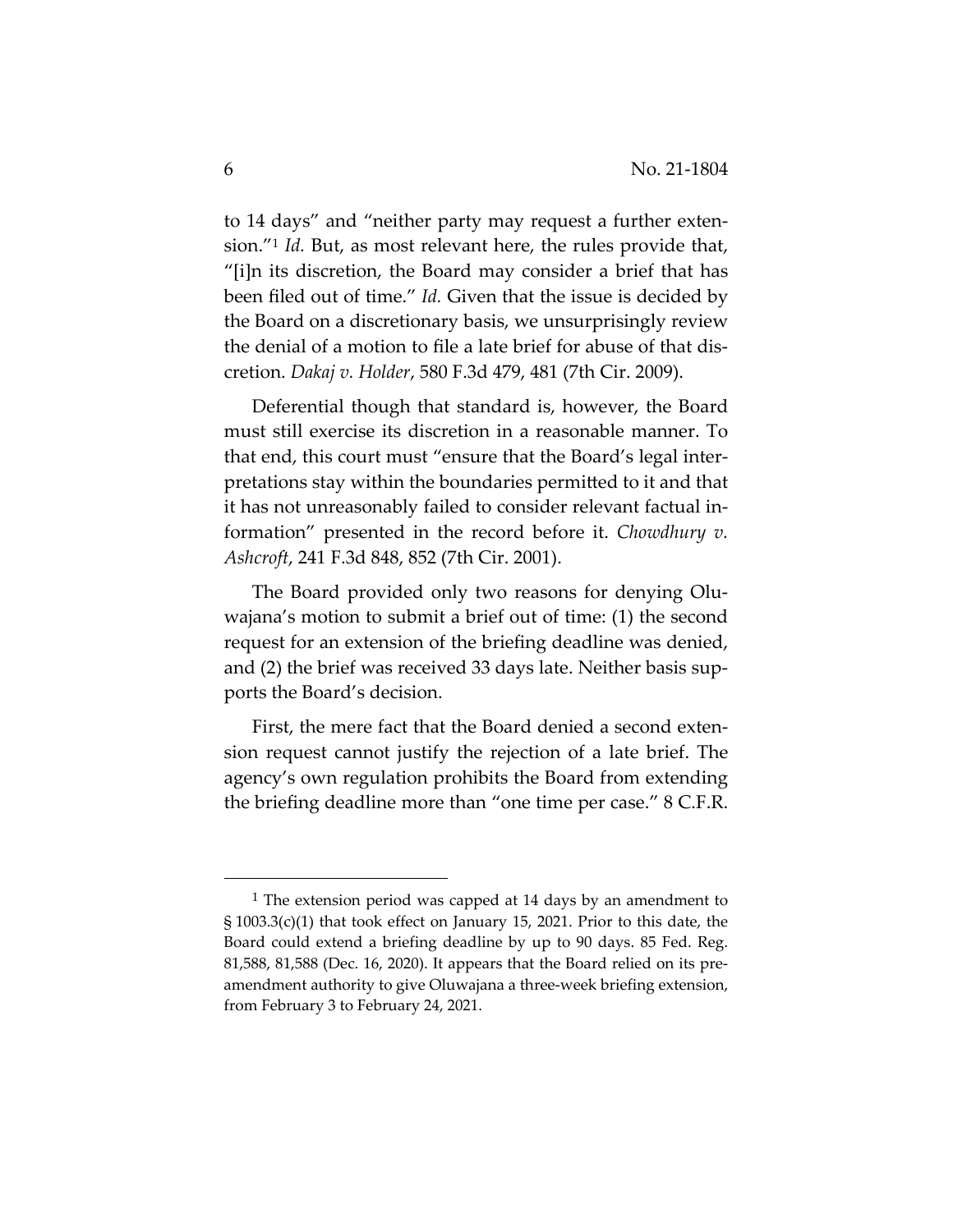to 14 days" and "neither party may request a further extension."[1] *Id.* But, as most relevant here, the rules provide that, "[i]n its discretion, the Board may consider a brief that has been filed out of time." *Id.* Given that the issue is decided by the Board on a discretionary basis, we unsurprisingly review the denial of a motion to file a late brief for abuse of that discretion. *Dakaj v. Holder*, 580 F.3d 479, 481 (7th Cir. 2009).

Deferential though that standard is, however, the Board must still exercise its discretion in a reasonable manner. To that end, this court must "ensure that the Board's legal interpretations stay within the boundaries permitted to it and that it has not unreasonably failed to consider relevant factual information" presented in the record before it. *Chowdhury v. Ashcroft*, 241 F.3d 848, 852 (7th Cir. 2001).

The Board provided only two reasons for denying Oluwajana's motion to submit a brief out of time: (1) the second request for an extension of the briefing deadline was denied, and (2) the brief was received 33 days late. Neither basis supports the Board's decision.

First, the mere fact that the Board denied a second extension request cannot justify the rejection of a late brief. The agency's own regulation prohibits the Board from extending the briefing deadline more than "one time per case." 8 C.F.R.

---

[1] The extension period was capped at 14 days by an amendment to § 1003.3(c)(1) that took effect on January 15, 2021. Prior to this date, the Board could extend a briefing deadline by up to 90 days. 85 Fed. Reg. 81,588, 81,588 (Dec. 16, 2020). It appears that the Board relied on its pre-amendment authority to give Oluwajana a three-week briefing extension, from February 3 to February 24, 2021.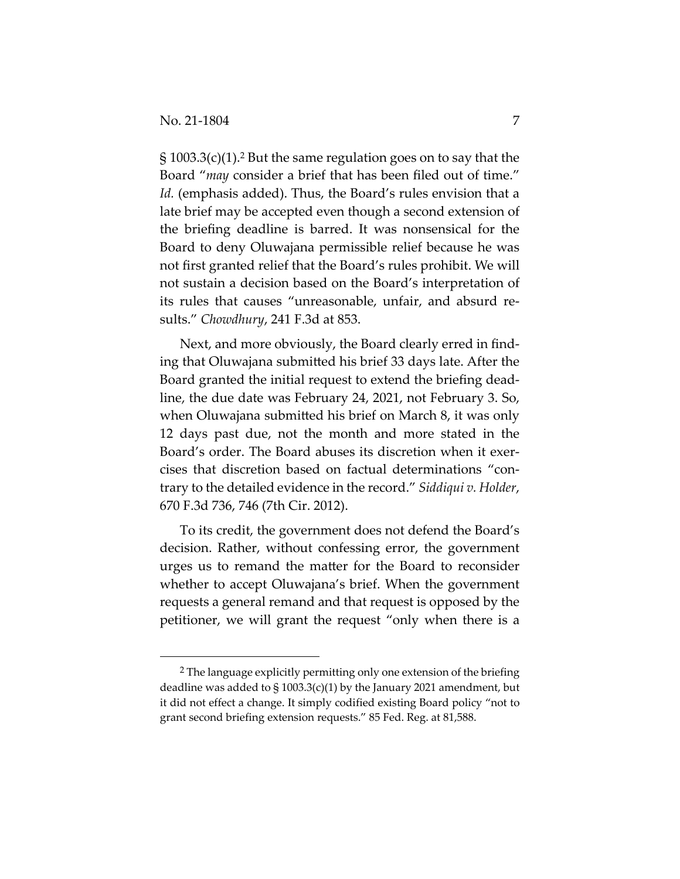§ 1003.3(c)(1).[2] But the same regulation goes on to say that the Board "*may* consider a brief that has been filed out of time." *Id.* (emphasis added). Thus, the Board's rules envision that a late brief may be accepted even though a second extension of the briefing deadline is barred. It was nonsensical for the Board to deny Oluwajana permissible relief because he was not first granted relief that the Board's rules prohibit. We will not sustain a decision based on the Board's interpretation of its rules that causes "unreasonable, unfair, and absurd results." *Chowdhury*, 241 F.3d at 853.

Next, and more obviously, the Board clearly erred in finding that Oluwajana submitted his brief 33 days late. After the Board granted the initial request to extend the briefing deadline, the due date was February 24, 2021, not February 3. So, when Oluwajana submitted his brief on March 8, it was only 12 days past due, not the month and more stated in the Board's order. The Board abuses its discretion when it exercises that discretion based on factual determinations "contrary to the detailed evidence in the record." *Siddiqui v. Holder*, 670 F.3d 736, 746 (7th Cir. 2012).

To its credit, the government does not defend the Board's decision. Rather, without confessing error, the government urges us to remand the matter for the Board to reconsider whether to accept Oluwajana's brief. When the government requests a general remand and that request is opposed by the petitioner, we will grant the request "only when there is a

---

[2] The language explicitly permitting only one extension of the briefing deadline was added to § 1003.3(c)(1) by the January 2021 amendment, but it did not effect a change. It simply codified existing Board policy "not to grant second briefing extension requests." 85 Fed. Reg. at 81,588.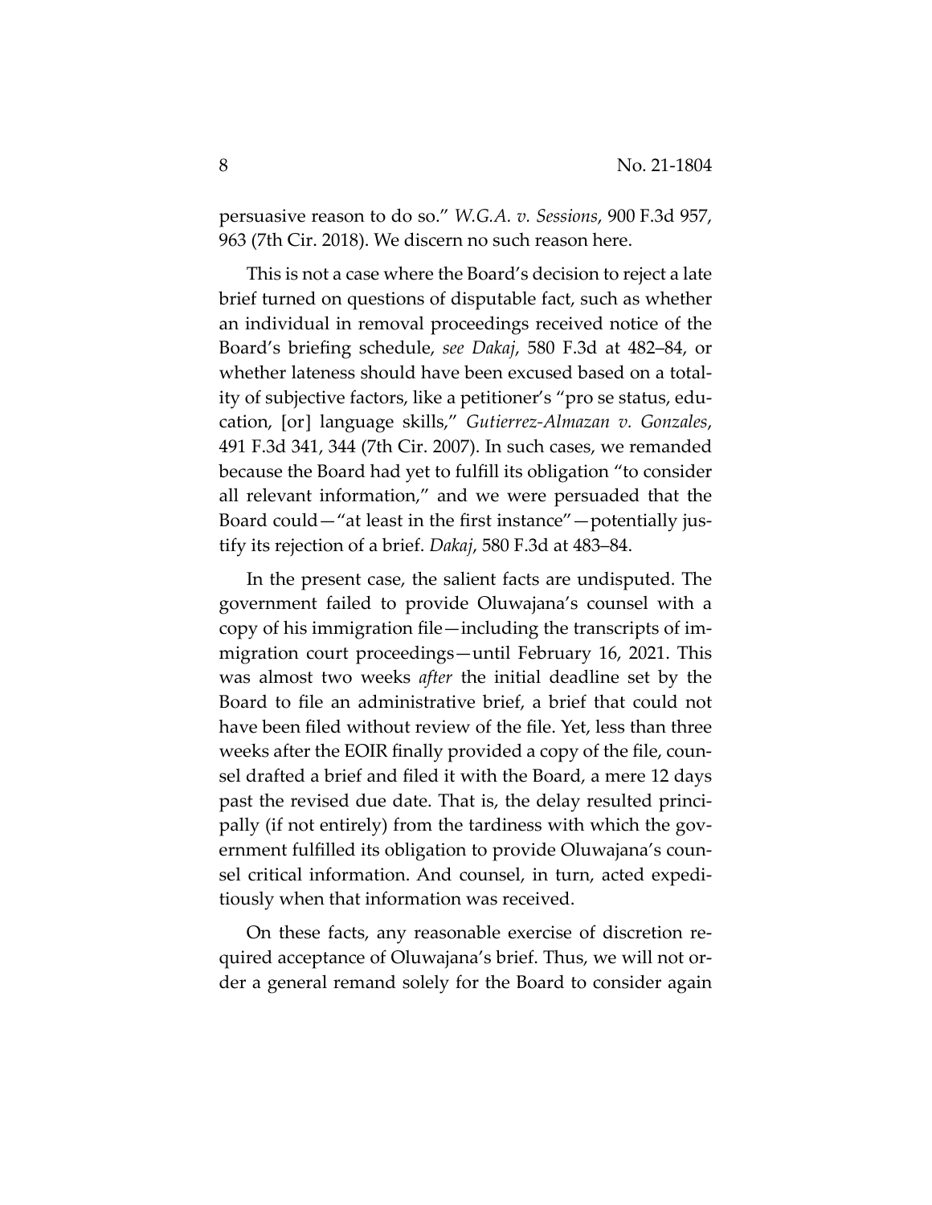persuasive reason to do so." *W.G.A. v. Sessions*, 900 F.3d 957, 963 (7th Cir. 2018). We discern no such reason here.

This is not a case where the Board's decision to reject a late brief turned on questions of disputable fact, such as whether an individual in removal proceedings received notice of the Board's briefing schedule, *see Dakaj*, 580 F.3d at 482–84, or whether lateness should have been excused based on a totality of subjective factors, like a petitioner's "pro se status, education, [or] language skills," *Gutierrez-Almazan v. Gonzales*, 491 F.3d 341, 344 (7th Cir. 2007). In such cases, we remanded because the Board had yet to fulfill its obligation "to consider all relevant information," and we were persuaded that the Board could—"at least in the first instance"—potentially justify its rejection of a brief. *Dakaj*, 580 F.3d at 483–84.

In the present case, the salient facts are undisputed. The government failed to provide Oluwajana's counsel with a copy of his immigration file—including the transcripts of immigration court proceedings—until February 16, 2021. This was almost two weeks *after* the initial deadline set by the Board to file an administrative brief, a brief that could not have been filed without review of the file. Yet, less than three weeks after the EOIR finally provided a copy of the file, counsel drafted a brief and filed it with the Board, a mere 12 days past the revised due date. That is, the delay resulted principally (if not entirely) from the tardiness with which the government fulfilled its obligation to provide Oluwajana's counsel critical information. And counsel, in turn, acted expeditiously when that information was received.

On these facts, any reasonable exercise of discretion required acceptance of Oluwajana's brief. Thus, we will not order a general remand solely for the Board to consider again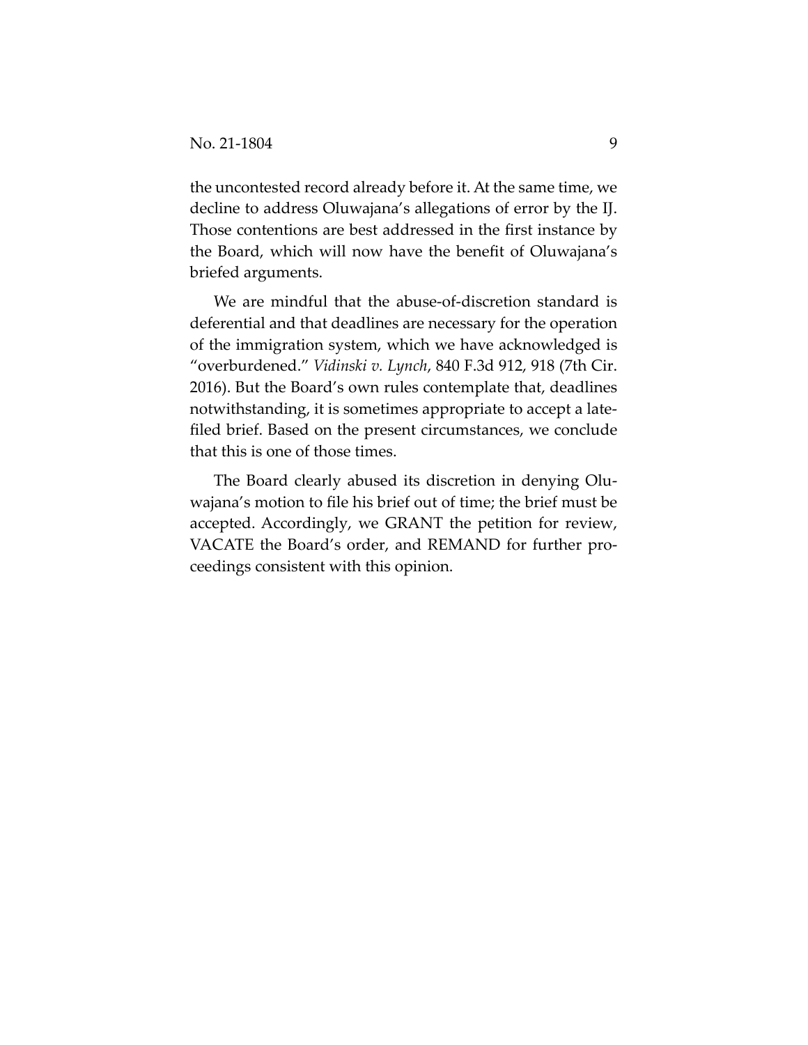the uncontested record already before it. At the same time, we decline to address Oluwajana's allegations of error by the IJ. Those contentions are best addressed in the first instance by the Board, which will now have the benefit of Oluwajana's briefed arguments.

We are mindful that the abuse-of-discretion standard is deferential and that deadlines are necessary for the operation of the immigration system, which we have acknowledged is "overburdened." *Vidinski v. Lynch*, 840 F.3d 912, 918 (7th Cir. 2016). But the Board's own rules contemplate that, deadlines notwithstanding, it is sometimes appropriate to accept a late-filed brief. Based on the present circumstances, we conclude that this is one of those times.

The Board clearly abused its discretion in denying Oluwajana's motion to file his brief out of time; the brief must be accepted. Accordingly, we GRANT the petition for review, VACATE the Board's order, and REMAND for further proceedings consistent with this opinion.